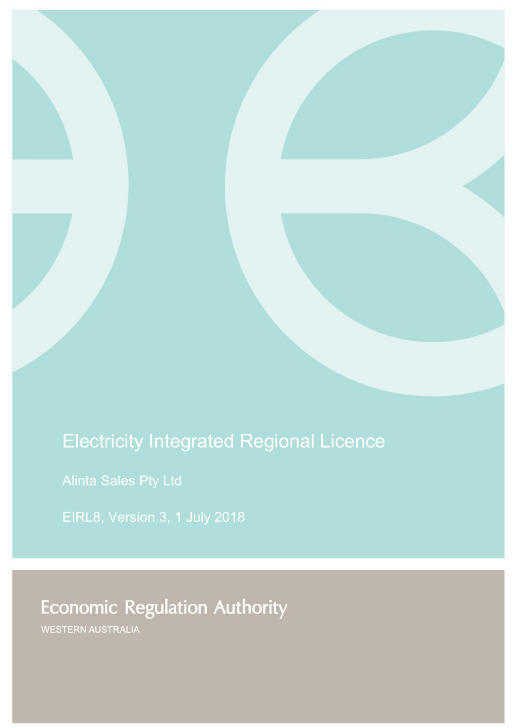# Electricity Integrated Regional Licence

Alinta Sales Pty Ltd

EIRL8, Version 3, 1 July 2018

Economic Regulation Authority

WESTERN AUSTRALIA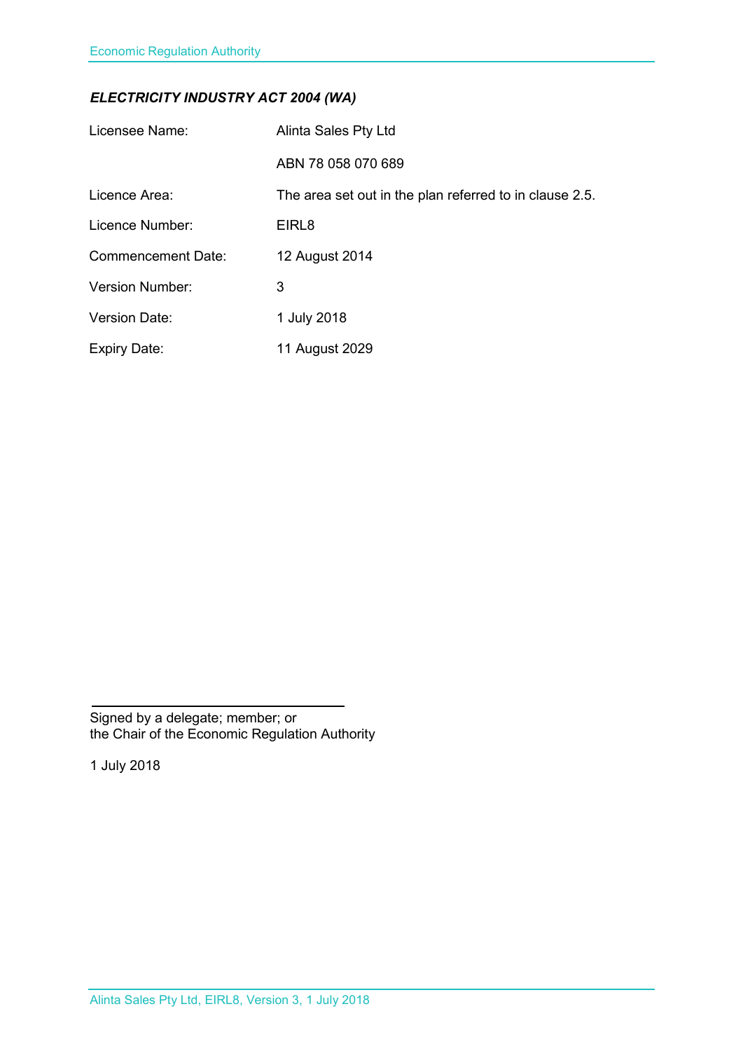***ELECTRICITY INDUSTRY ACT 2004 (WA)***

| | |
|---|---|
| Licensee Name: | Alinta Sales Pty Ltd |
| | ABN 78 058 070 689 |
| Licence Area: | The area set out in the plan referred to in clause 2.5. |
| Licence Number: | EIRL8 |
| Commencement Date: | 12 August 2014 |
| Version Number: | 3 |
| Version Date: | 1 July 2018 |
| Expiry Date: | 11 August 2029 |

Signed by a delegate; member; or
the Chair of the Economic Regulation Authority

1 July 2018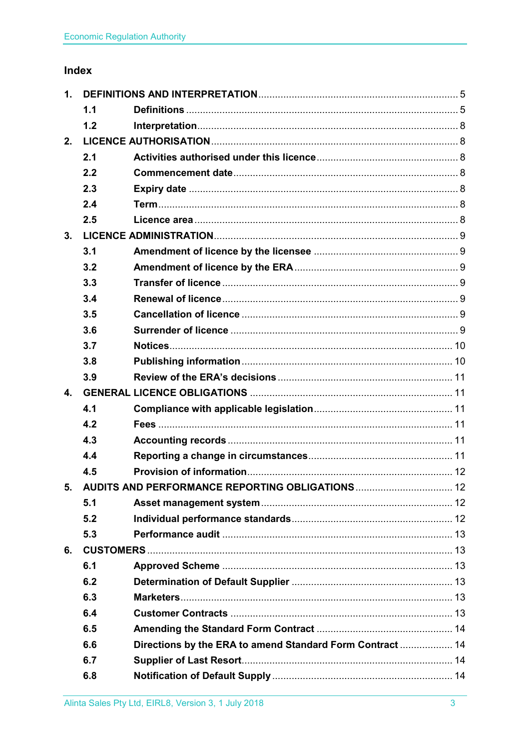## Index

1. **DEFINITIONS AND INTERPRETATION** .......... 5
    - 1.1 **Definitions** .......... 5
    - 1.2 **Interpretation** .......... 8
2. **LICENCE AUTHORISATION** .......... 8
    - 2.1 **Activities authorised under this licence** .......... 8
    - 2.2 **Commencement date** .......... 8
    - 2.3 **Expiry date** .......... 8
    - 2.4 **Term** .......... 8
    - 2.5 **Licence area** .......... 8
3. **LICENCE ADMINISTRATION** .......... 9
    - 3.1 **Amendment of licence by the licensee** .......... 9
    - 3.2 **Amendment of licence by the ERA** .......... 9
    - 3.3 **Transfer of licence** .......... 9
    - 3.4 **Renewal of licence** .......... 9
    - 3.5 **Cancellation of licence** .......... 9
    - 3.6 **Surrender of licence** .......... 9
    - 3.7 **Notices** .......... 10
    - 3.8 **Publishing information** .......... 10
    - 3.9 **Review of the ERA's decisions** .......... 11
4. **GENERAL LICENCE OBLIGATIONS** .......... 11
    - 4.1 **Compliance with applicable legislation** .......... 11
    - 4.2 **Fees** .......... 11
    - 4.3 **Accounting records** .......... 11
    - 4.4 **Reporting a change in circumstances** .......... 11
    - 4.5 **Provision of information** .......... 12
5. **AUDITS AND PERFORMANCE REPORTING OBLIGATIONS** .......... 12
    - 5.1 **Asset management system** .......... 12
    - 5.2 **Individual performance standards** .......... 12
    - 5.3 **Performance audit** .......... 13
6. **CUSTOMERS** .......... 13
    - 6.1 **Approved Scheme** .......... 13
    - 6.2 **Determination of Default Supplier** .......... 13
    - 6.3 **Marketers** .......... 13
    - 6.4 **Customer Contracts** .......... 13
    - 6.5 **Amending the Standard Form Contract** .......... 14
    - 6.6 **Directions by the ERA to amend Standard Form Contract** .......... 14
    - 6.7 **Supplier of Last Resort** .......... 14
    - 6.8 **Notification of Default Supply** .......... 14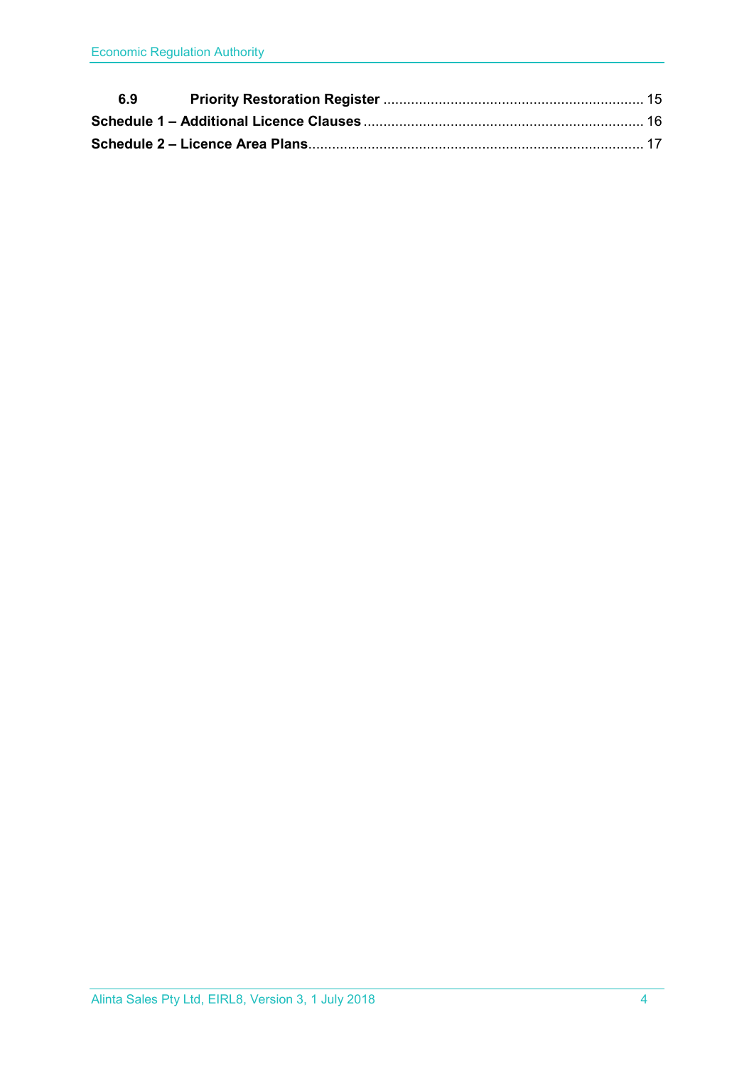| | | |
|---|---|---|
| **6.9** | **Priority Restoration Register** | 15 |
| **Schedule 1 – Additional Licence Clauses** | | 16 |
| **Schedule 2 – Licence Area Plans** | | 17 |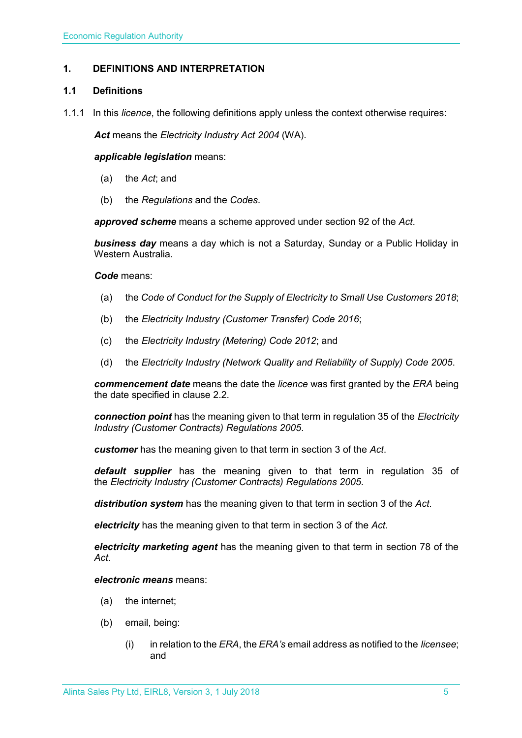# 1. DEFINITIONS AND INTERPRETATION

## 1.1 Definitions

1.1.1 In this *licence*, the following definitions apply unless the context otherwise requires:

***Act*** means the *Electricity Industry Act 2004* (WA).

***applicable legislation*** means:

(a) the *Act*; and

(b) the *Regulations* and the *Codes*.

***approved scheme*** means a scheme approved under section 92 of the *Act*.

***business day*** means a day which is not a Saturday, Sunday or a Public Holiday in Western Australia.

***Code*** means:

(a) the *Code of Conduct for the Supply of Electricity to Small Use Customers 2018*;

(b) the *Electricity Industry (Customer Transfer) Code 2016*;

(c) the *Electricity Industry (Metering) Code 2012*; and

(d) the *Electricity Industry (Network Quality and Reliability of Supply) Code 2005*.

***commencement date*** means the date the *licence* was first granted by the *ERA* being the date specified in clause 2.2.

***connection point*** has the meaning given to that term in regulation 35 of the *Electricity Industry (Customer Contracts) Regulations 2005*.

***customer*** has the meaning given to that term in section 3 of the *Act*.

***default supplier*** has the meaning given to that term in regulation 35 of the *Electricity Industry (Customer Contracts) Regulations 2005.*

***distribution system*** has the meaning given to that term in section 3 of the *Act*.

***electricity*** has the meaning given to that term in section 3 of the *Act*.

***electricity marketing agent*** has the meaning given to that term in section 78 of the *Act*.

***electronic means*** means:

(a) the internet;

(b) email, being:

(i) in relation to the *ERA*, the *ERA's* email address as notified to the *licensee*; and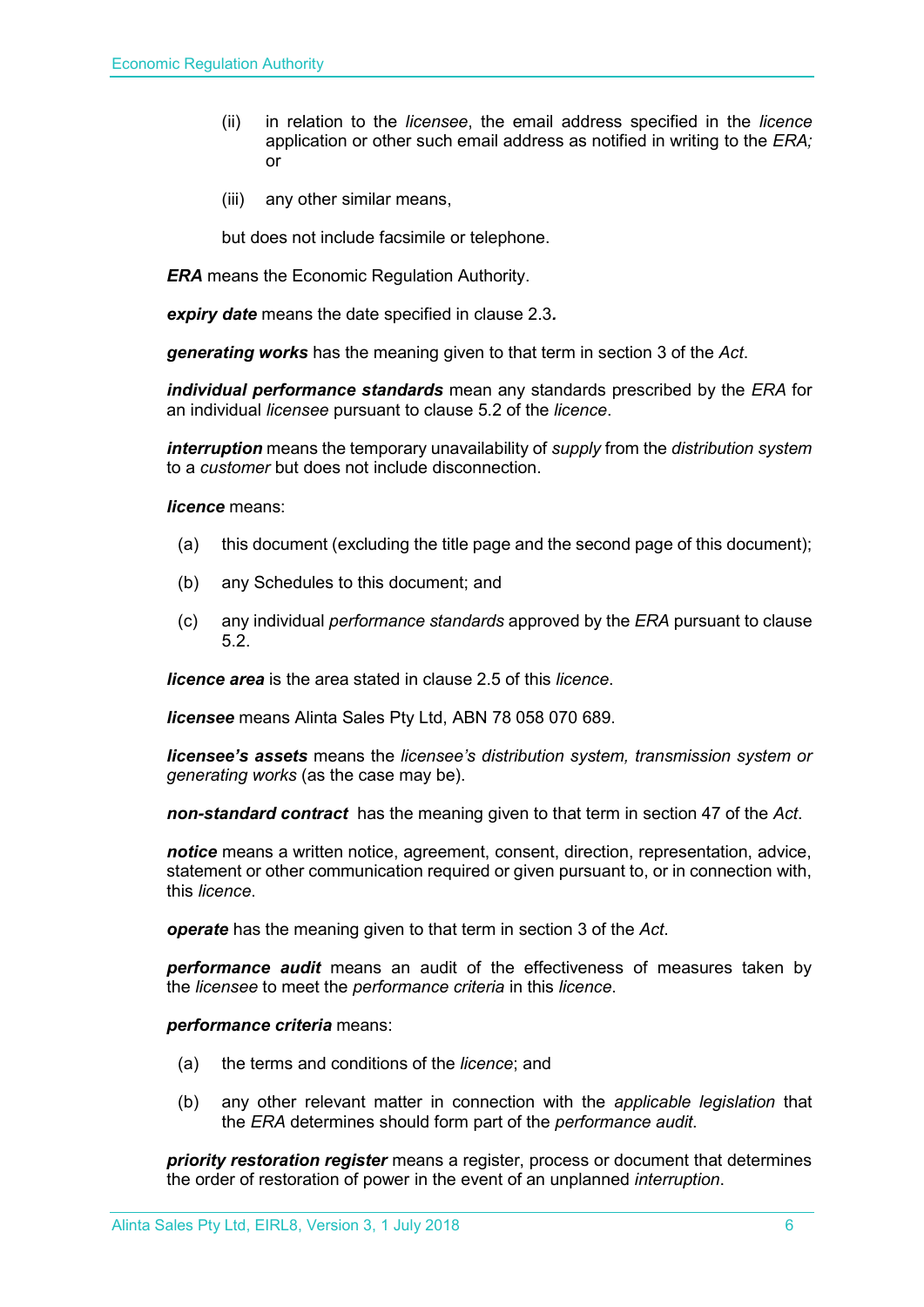(ii) in relation to the *licensee*, the email address specified in the *licence* application or other such email address as notified in writing to the *ERA;* or

(iii) any other similar means,

but does not include facsimile or telephone.

***ERA*** means the Economic Regulation Authority.

***expiry date*** means the date specified in clause 2.3**.**

***generating works*** has the meaning given to that term in section 3 of the *Act*.

***individual performance standards*** mean any standards prescribed by the *ERA* for an individual *licensee* pursuant to clause 5.2 of the *licence*.

***interruption*** means the temporary unavailability of *supply* from the *distribution system* to a *customer* but does not include disconnection.

***licence*** means:

(a) this document (excluding the title page and the second page of this document);

(b) any Schedules to this document; and

(c) any individual *performance standards* approved by the *ERA* pursuant to clause 5.2.

***licence area*** is the area stated in clause 2.5 of this *licence*.

***licensee*** means Alinta Sales Pty Ltd, ABN 78 058 070 689.

***licensee's assets*** means the *licensee's distribution system, transmission system or generating works* (as the case may be).

***non-standard contract*** has the meaning given to that term in section 47 of the *Act*.

***notice*** means a written notice, agreement, consent, direction, representation, advice, statement or other communication required or given pursuant to, or in connection with, this *licence*.

***operate*** has the meaning given to that term in section 3 of the *Act*.

***performance audit*** means an audit of the effectiveness of measures taken by the *licensee* to meet the *performance criteria* in this *licence*.

***performance criteria*** means:

(a) the terms and conditions of the *licence*; and

(b) any other relevant matter in connection with the *applicable legislation* that the *ERA* determines should form part of the *performance audit*.

***priority restoration register*** means a register, process or document that determines the order of restoration of power in the event of an unplanned *interruption*.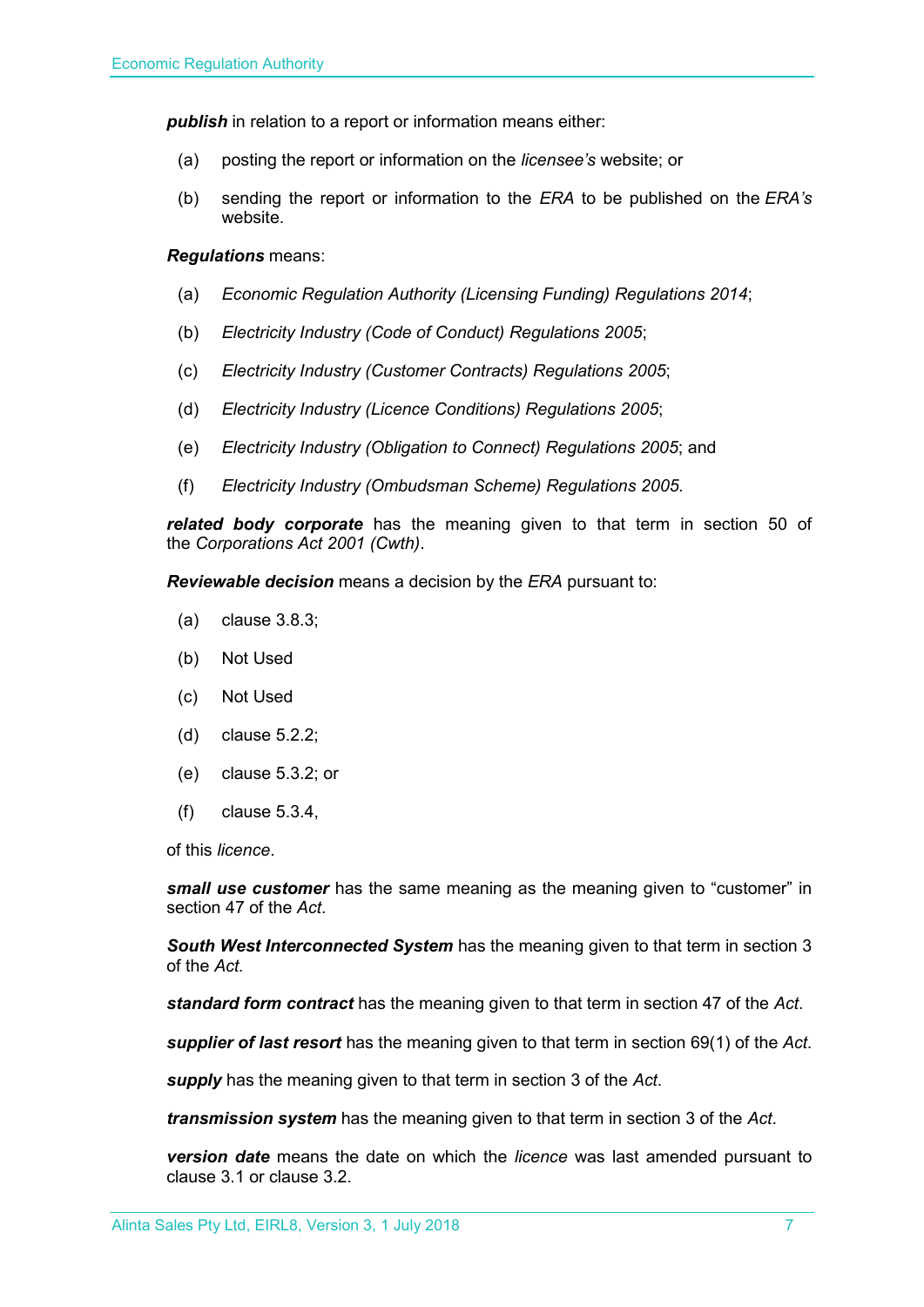***publish*** in relation to a report or information means either:

(a) posting the report or information on the *licensee's* website; or

(b) sending the report or information to the *ERA* to be published on the *ERA's* website.

***Regulations*** means:

(a) *Economic Regulation Authority (Licensing Funding) Regulations 2014*;

(b) *Electricity Industry (Code of Conduct) Regulations 2005*;

(c) *Electricity Industry (Customer Contracts) Regulations 2005*;

(d) *Electricity Industry (Licence Conditions) Regulations 2005*;

(e) *Electricity Industry (Obligation to Connect) Regulations 2005*; and

(f) *Electricity Industry (Ombudsman Scheme) Regulations 2005.*

***related body corporate*** has the meaning given to that term in section 50 of the *Corporations Act 2001 (Cwth)*.

***Reviewable decision*** means a decision by the *ERA* pursuant to:

(a) clause 3.8.3;

(b) Not Used

(c) Not Used

(d) clause 5.2.2;

(e) clause 5.3.2; or

(f) clause 5.3.4,

of this *licence*.

***small use customer*** has the same meaning as the meaning given to "customer" in section 47 of the *Act*.

***South West Interconnected System*** has the meaning given to that term in section 3 of the *Act.*

***standard form contract*** has the meaning given to that term in section 47 of the *Act*.

***supplier of last resort*** has the meaning given to that term in section 69(1) of the *Act*.

***supply*** has the meaning given to that term in section 3 of the *Act*.

***transmission system*** has the meaning given to that term in section 3 of the *Act*.

***version date*** means the date on which the *licence* was last amended pursuant to clause 3.1 or clause 3.2.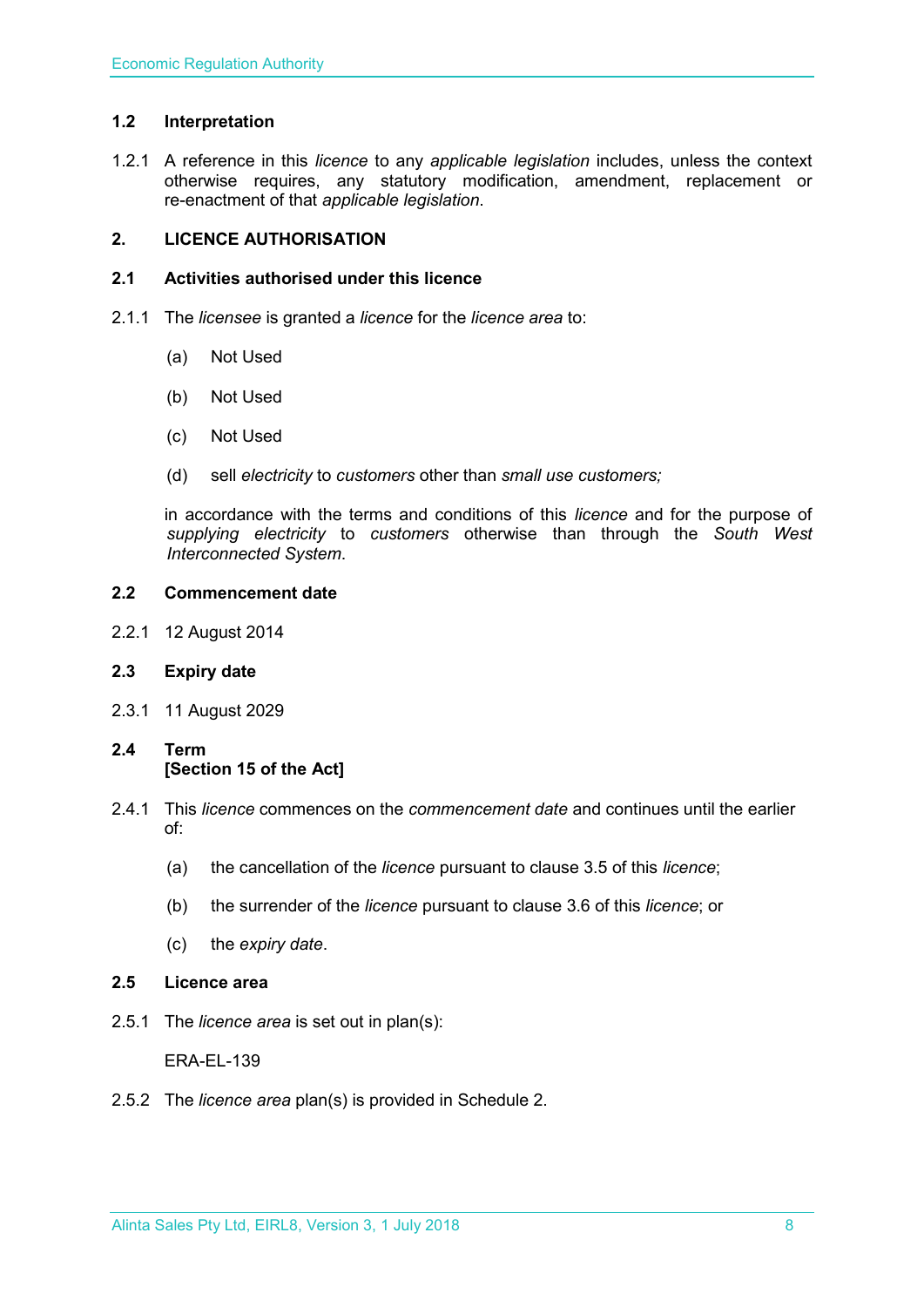### 1.2 Interpretation

1.2.1 A reference in this *licence* to any *applicable legislation* includes, unless the context otherwise requires, any statutory modification, amendment, replacement or re-enactment of that *applicable legislation*.

## 2. LICENCE AUTHORISATION

### 2.1 Activities authorised under this licence

2.1.1 The *licensee* is granted a *licence* for the *licence area* to:

(a) Not Used

(b) Not Used

(c) Not Used

(d) sell *electricity* to *customers* other than *small use customers;*

in accordance with the terms and conditions of this *licence* and for the purpose of *supplying electricity* to *customers* otherwise than through the *South West Interconnected System*.

### 2.2 Commencement date

2.2.1 12 August 2014

### 2.3 Expiry date

2.3.1 11 August 2029

### 2.4 Term
**[Section 15 of the Act]**

2.4.1 This *licence* commences on the *commencement date* and continues until the earlier of:

(a) the cancellation of the *licence* pursuant to clause 3.5 of this *licence*;

(b) the surrender of the *licence* pursuant to clause 3.6 of this *licence*; or

(c) the *expiry date*.

### 2.5 Licence area

2.5.1 The *licence area* is set out in plan(s):

ERA-EL-139

2.5.2 The *licence area* plan(s) is provided in Schedule 2.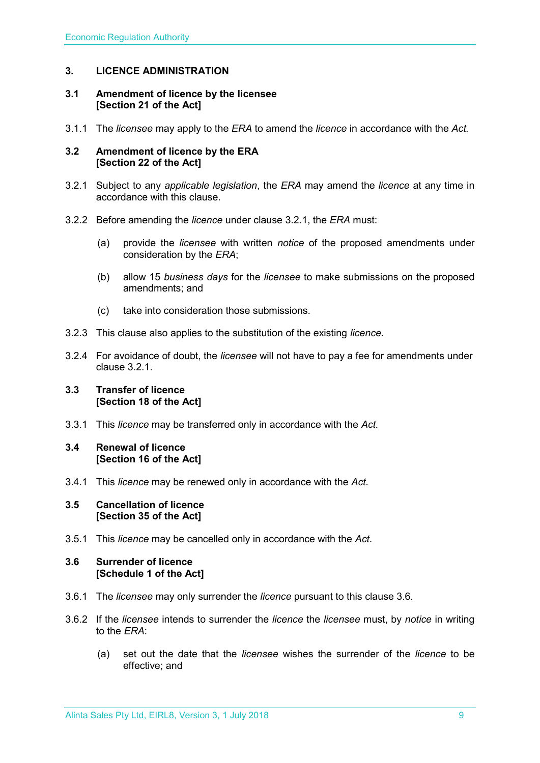# 3. LICENCE ADMINISTRATION

## 3.1 Amendment of licence by the licensee [Section 21 of the Act]

3.1.1 The *licensee* may apply to the *ERA* to amend the *licence* in accordance with the *Act.*

## 3.2 Amendment of licence by the ERA [Section 22 of the Act]

3.2.1 Subject to any *applicable legislation*, the *ERA* may amend the *licence* at any time in accordance with this clause.

3.2.2 Before amending the *licence* under clause 3.2.1, the *ERA* must:

(a) provide the *licensee* with written *notice* of the proposed amendments under consideration by the *ERA*;

(b) allow 15 *business days* for the *licensee* to make submissions on the proposed amendments; and

(c) take into consideration those submissions.

3.2.3 This clause also applies to the substitution of the existing *licence*.

3.2.4 For avoidance of doubt, the *licensee* will not have to pay a fee for amendments under clause 3.2.1.

## 3.3 Transfer of licence [Section 18 of the Act]

3.3.1 This *licence* may be transferred only in accordance with the *Act.*

## 3.4 Renewal of licence [Section 16 of the Act]

3.4.1 This *licence* may be renewed only in accordance with the *Act*.

## 3.5 Cancellation of licence [Section 35 of the Act]

3.5.1 This *licence* may be cancelled only in accordance with the *Act*.

## 3.6 Surrender of licence [Schedule 1 of the Act]

3.6.1 The *licensee* may only surrender the *licence* pursuant to this clause 3.6.

3.6.2 If the *licensee* intends to surrender the *licence* the *licensee* must, by *notice* in writing to the *ERA*:

(a) set out the date that the *licensee* wishes the surrender of the *licence* to be effective; and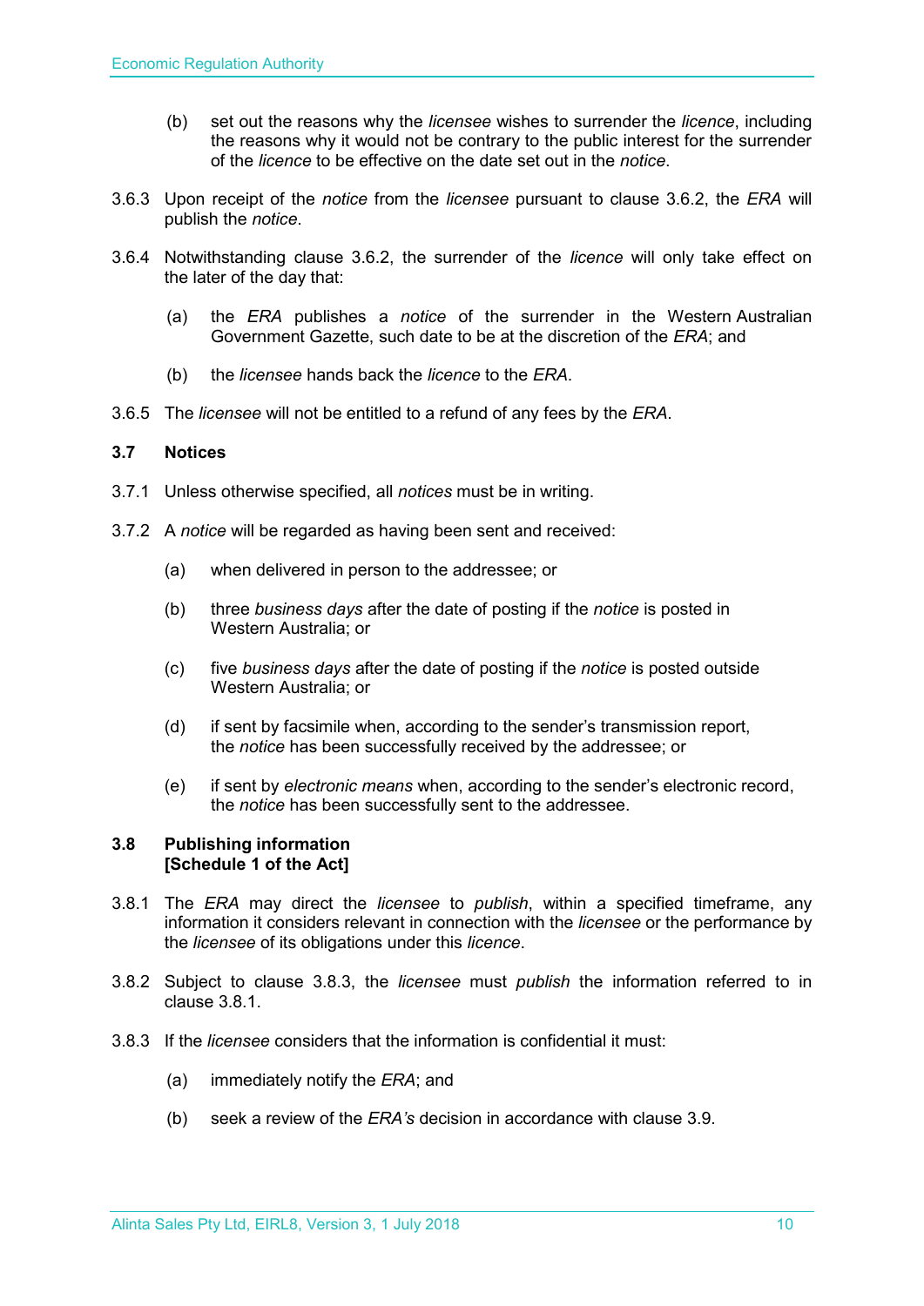(b) set out the reasons why the *licensee* wishes to surrender the *licence*, including the reasons why it would not be contrary to the public interest for the surrender of the *licence* to be effective on the date set out in the *notice*.

3.6.3 Upon receipt of the *notice* from the *licensee* pursuant to clause 3.6.2, the *ERA* will publish the *notice*.

3.6.4 Notwithstanding clause 3.6.2, the surrender of the *licence* will only take effect on the later of the day that:

(a) the *ERA* publishes a *notice* of the surrender in the Western Australian Government Gazette, such date to be at the discretion of the *ERA*; and

(b) the *licensee* hands back the *licence* to the *ERA*.

3.6.5 The *licensee* will not be entitled to a refund of any fees by the *ERA*.

### 3.7 Notices

3.7.1 Unless otherwise specified, all *notices* must be in writing.

3.7.2 A *notice* will be regarded as having been sent and received:

(a) when delivered in person to the addressee; or

(b) three *business days* after the date of posting if the *notice* is posted in Western Australia; or

(c) five *business days* after the date of posting if the *notice* is posted outside Western Australia; or

(d) if sent by facsimile when, according to the sender's transmission report, the *notice* has been successfully received by the addressee; or

(e) if sent by *electronic means* when, according to the sender's electronic record, the *notice* has been successfully sent to the addressee.

### 3.8 Publishing information [Schedule 1 of the Act]

3.8.1 The *ERA* may direct the *licensee* to *publish*, within a specified timeframe, any information it considers relevant in connection with the *licensee* or the performance by the *licensee* of its obligations under this *licence*.

3.8.2 Subject to clause 3.8.3, the *licensee* must *publish* the information referred to in clause 3.8.1.

3.8.3 If the *licensee* considers that the information is confidential it must:

(a) immediately notify the *ERA*; and

(b) seek a review of the *ERA's* decision in accordance with clause 3.9.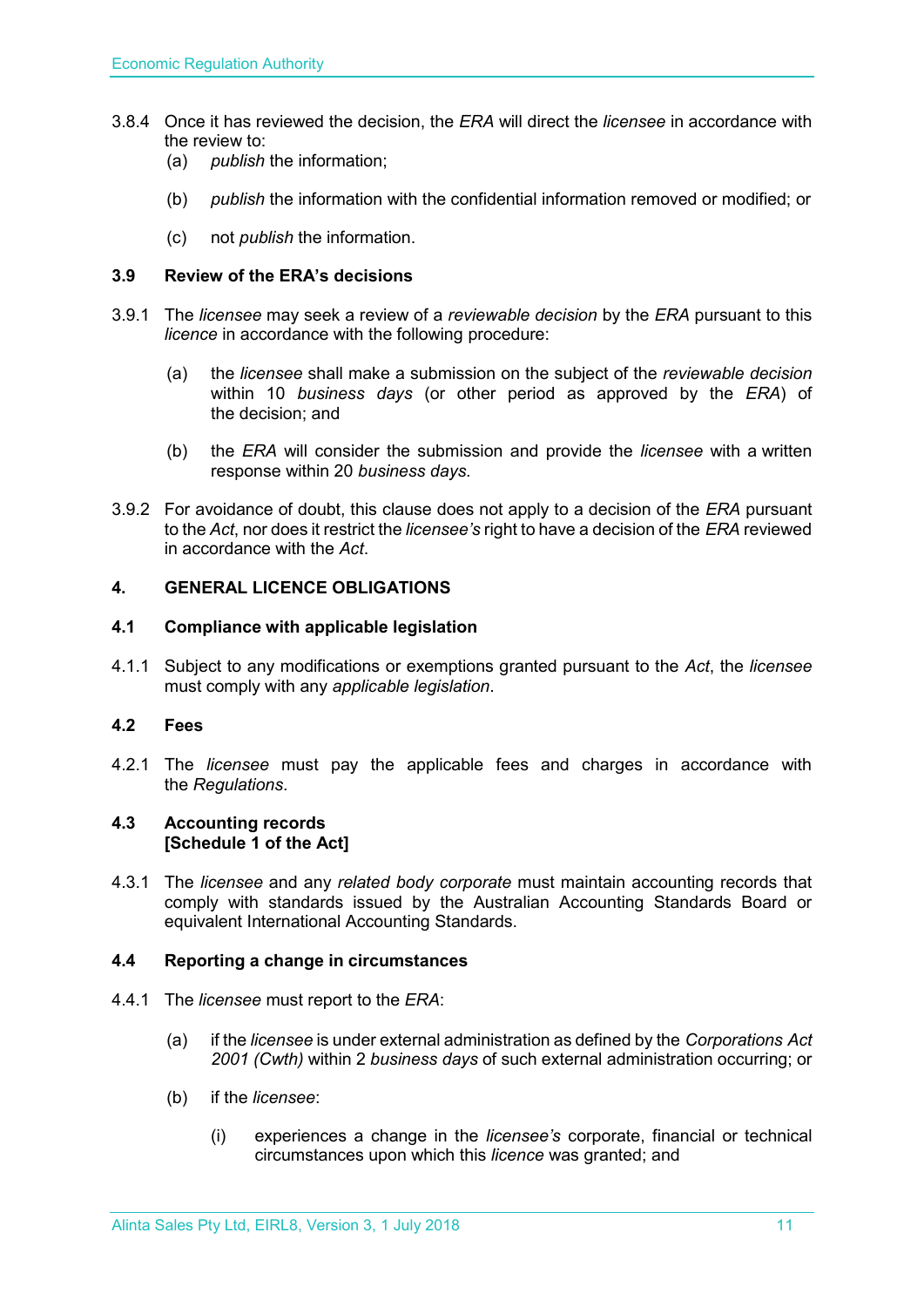3.8.4 Once it has reviewed the decision, the *ERA* will direct the *licensee* in accordance with the review to:

(a) *publish* the information;

(b) *publish* the information with the confidential information removed or modified; or

(c) not *publish* the information.

### 3.9 Review of the ERA's decisions

3.9.1 The *licensee* may seek a review of a *reviewable decision* by the *ERA* pursuant to this *licence* in accordance with the following procedure:

(a) the *licensee* shall make a submission on the subject of the *reviewable decision* within 10 *business days* (or other period as approved by the *ERA*) of the decision; and

(b) the *ERA* will consider the submission and provide the *licensee* with a written response within 20 *business days*.

3.9.2 For avoidance of doubt, this clause does not apply to a decision of the *ERA* pursuant to the *Act*, nor does it restrict the *licensee's* right to have a decision of the *ERA* reviewed in accordance with the *Act*.

## 4. GENERAL LICENCE OBLIGATIONS

### 4.1 Compliance with applicable legislation

4.1.1 Subject to any modifications or exemptions granted pursuant to the *Act*, the *licensee* must comply with any *applicable legislation*.

### 4.2 Fees

4.2.1 The *licensee* must pay the applicable fees and charges in accordance with the *Regulations*.

### 4.3 Accounting records [Schedule 1 of the Act]

4.3.1 The *licensee* and any *related body corporate* must maintain accounting records that comply with standards issued by the Australian Accounting Standards Board or equivalent International Accounting Standards.

### 4.4 Reporting a change in circumstances

4.4.1 The *licensee* must report to the *ERA*:

(a) if the *licensee* is under external administration as defined by the *Corporations Act 2001 (Cwth)* within 2 *business days* of such external administration occurring; or

(b) if the *licensee*:

(i) experiences a change in the *licensee's* corporate, financial or technical circumstances upon which this *licence* was granted; and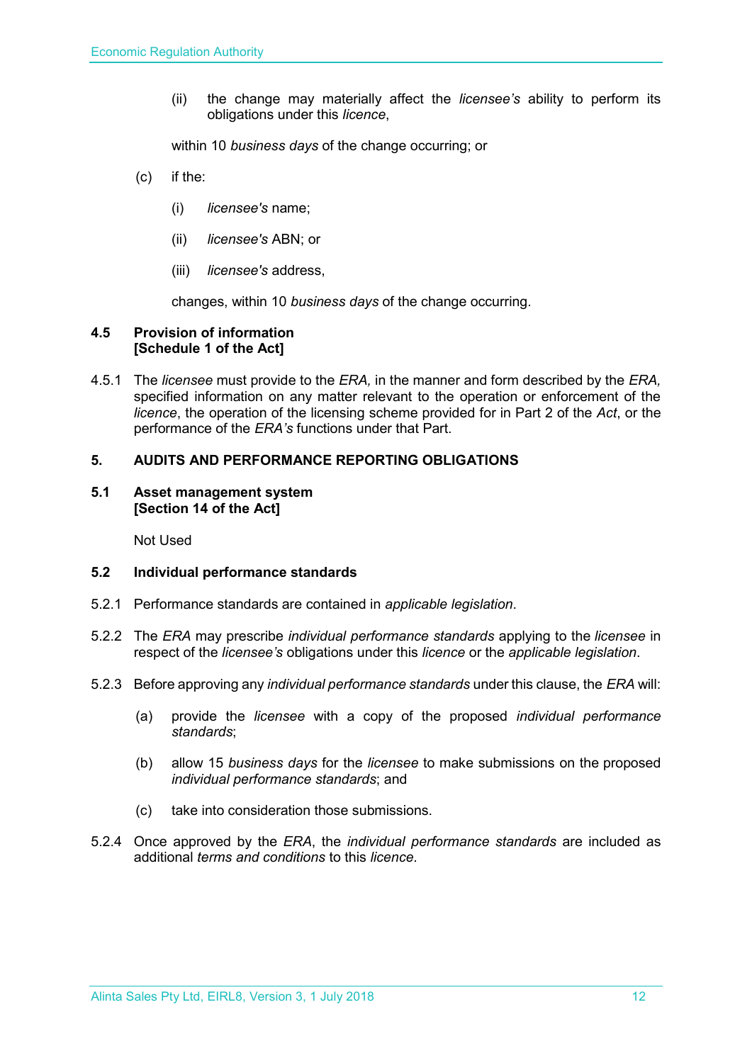(ii) the change may materially affect the *licensee's* ability to perform its obligations under this *licence*,

within 10 *business days* of the change occurring; or

(c) if the:

(i) *licensee's* name;

(ii) *licensee's* ABN; or

(iii) *licensee's* address,

changes, within 10 *business days* of the change occurring.

### 4.5 Provision of information [Schedule 1 of the Act]

4.5.1 The *licensee* must provide to the *ERA,* in the manner and form described by the *ERA,* specified information on any matter relevant to the operation or enforcement of the *licence*, the operation of the licensing scheme provided for in Part 2 of the *Act*, or the performance of the *ERA's* functions under that Part.

## 5. AUDITS AND PERFORMANCE REPORTING OBLIGATIONS

### 5.1 Asset management system [Section 14 of the Act]

Not Used

### 5.2 Individual performance standards

5.2.1 Performance standards are contained in *applicable legislation*.

5.2.2 The *ERA* may prescribe *individual performance standards* applying to the *licensee* in respect of the *licensee's* obligations under this *licence* or the *applicable legislation*.

5.2.3 Before approving any *individual performance standards* under this clause, the *ERA* will:

(a) provide the *licensee* with a copy of the proposed *individual performance standards*;

(b) allow 15 *business days* for the *licensee* to make submissions on the proposed *individual performance standards*; and

(c) take into consideration those submissions.

5.2.4 Once approved by the *ERA*, the *individual performance standards* are included as additional *terms and conditions* to this *licence*.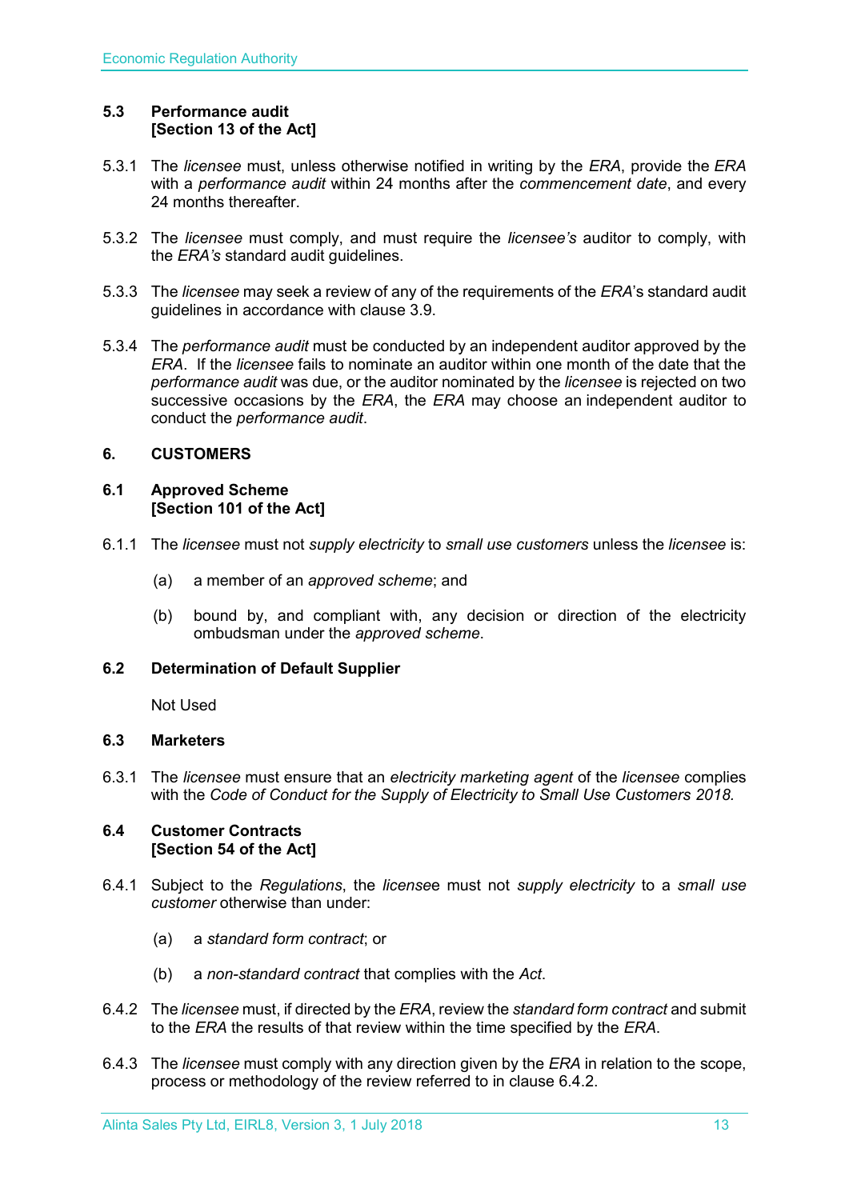### 5.3 Performance audit [Section 13 of the Act]

5.3.1 The *licensee* must, unless otherwise notified in writing by the *ERA*, provide the *ERA* with a *performance audit* within 24 months after the *commencement date*, and every 24 months thereafter.

5.3.2 The *licensee* must comply, and must require the *licensee's* auditor to comply, with the *ERA's* standard audit guidelines.

5.3.3 The *licensee* may seek a review of any of the requirements of the *ERA*'s standard audit guidelines in accordance with clause 3.9.

5.3.4 The *performance audit* must be conducted by an independent auditor approved by the *ERA*. If the *licensee* fails to nominate an auditor within one month of the date that the *performance audit* was due, or the auditor nominated by the *licensee* is rejected on two successive occasions by the *ERA*, the *ERA* may choose an independent auditor to conduct the *performance audit*.

## 6. CUSTOMERS

### 6.1 Approved Scheme [Section 101 of the Act]

6.1.1 The *licensee* must not *supply electricity* to *small use customers* unless the *licensee* is:

(a) a member of an *approved scheme*; and

(b) bound by, and compliant with, any decision or direction of the electricity ombudsman under the *approved scheme*.

### 6.2 Determination of Default Supplier

Not Used

### 6.3 Marketers

6.3.1 The *licensee* must ensure that an *electricity marketing agent* of the *licensee* complies with the *Code of Conduct for the Supply of Electricity to Small Use Customers 2018.*

### 6.4 Customer Contracts [Section 54 of the Act]

6.4.1 Subject to the *Regulations*, the *licensee* must not *supply electricity* to a *small use customer* otherwise than under:

(a) a *standard form contract*; or

(b) a *non-standard contract* that complies with the *Act*.

6.4.2 The *licensee* must, if directed by the *ERA*, review the *standard form contract* and submit to the *ERA* the results of that review within the time specified by the *ERA*.

6.4.3 The *licensee* must comply with any direction given by the *ERA* in relation to the scope, process or methodology of the review referred to in clause 6.4.2.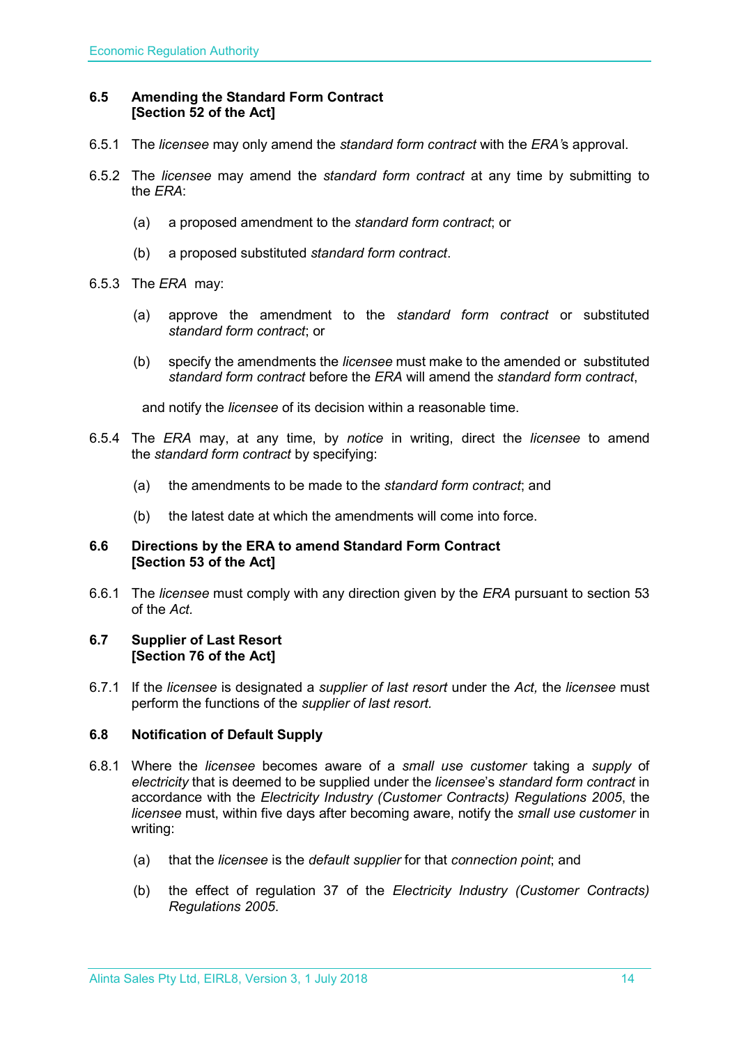### 6.5 Amending the Standard Form Contract
**[Section 52 of the Act]**

6.5.1 The *licensee* may only amend the *standard form contract* with the *ERA's* approval.

6.5.2 The *licensee* may amend the *standard form contract* at any time by submitting to the *ERA*:

(a) a proposed amendment to the *standard form contract*; or

(b) a proposed substituted *standard form contract*.

6.5.3 The *ERA* may:

(a) approve the amendment to the *standard form contract* or substituted *standard form contract*; or

(b) specify the amendments the *licensee* must make to the amended or substituted *standard form contract* before the *ERA* will amend the *standard form contract*,

and notify the *licensee* of its decision within a reasonable time.

6.5.4 The *ERA* may, at any time, by *notice* in writing, direct the *licensee* to amend the *standard form contract* by specifying:

(a) the amendments to be made to the *standard form contract*; and

(b) the latest date at which the amendments will come into force.

### 6.6 Directions by the ERA to amend Standard Form Contract
**[Section 53 of the Act]**

6.6.1 The *licensee* must comply with any direction given by the *ERA* pursuant to section 53 of the *Act.*

### 6.7 Supplier of Last Resort
**[Section 76 of the Act]**

6.7.1 If the *licensee* is designated a *supplier of last resort* under the *Act,* the *licensee* must perform the functions of the *supplier of last resort.*

### 6.8 Notification of Default Supply

6.8.1 Where the *licensee* becomes aware of a *small use customer* taking a *supply* of *electricity* that is deemed to be supplied under the *licensee*'s *standard form contract* in accordance with the *Electricity Industry (Customer Contracts) Regulations 2005*, the *licensee* must, within five days after becoming aware, notify the *small use customer* in writing:

(a) that the *licensee* is the *default supplier* for that *connection point*; and

(b) the effect of regulation 37 of the *Electricity Industry (Customer Contracts) Regulations 2005*.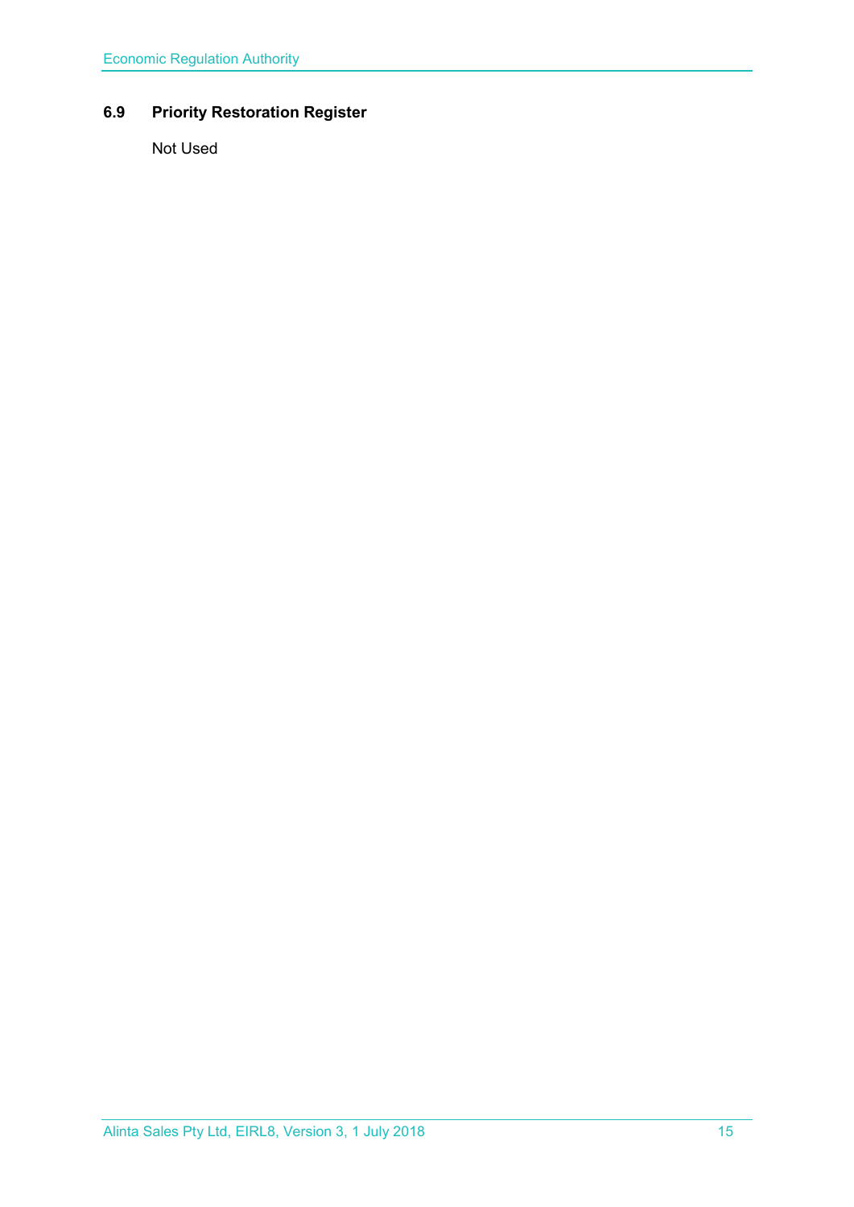### 6.9 Priority Restoration Register

Not Used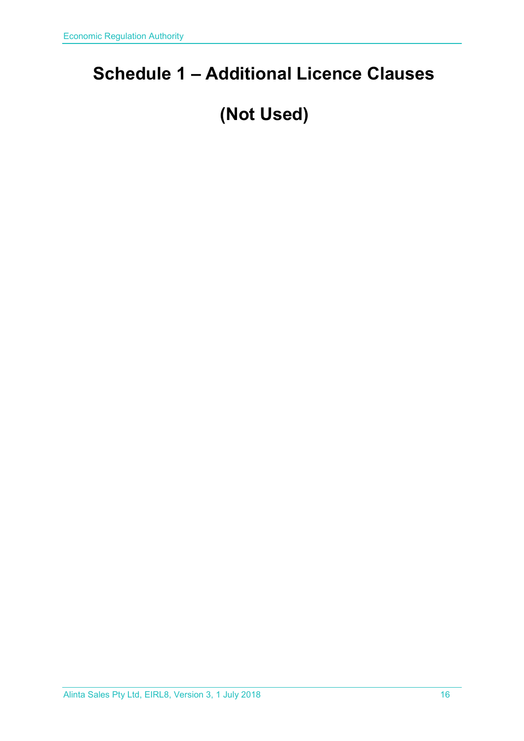# Schedule 1 – Additional Licence Clauses

# (Not Used)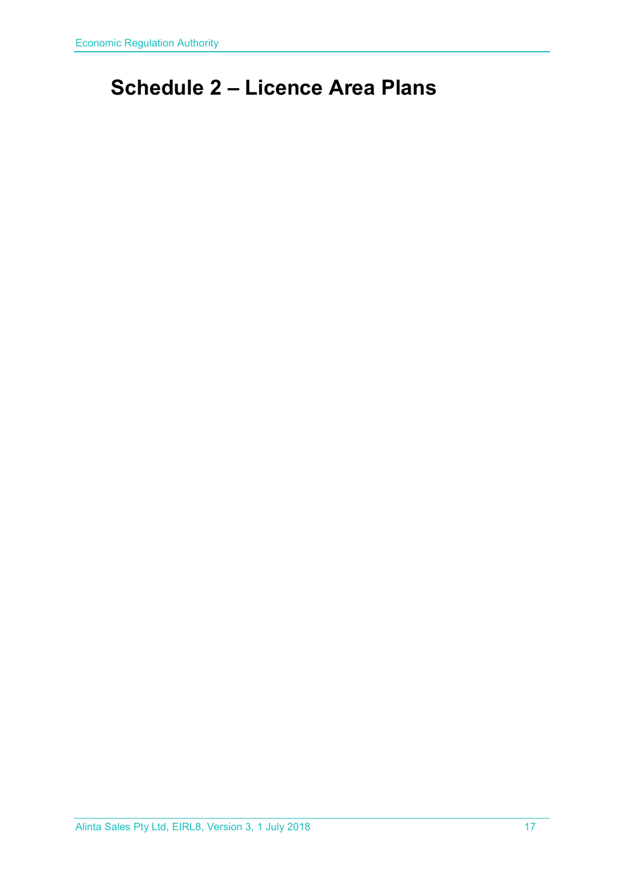# Schedule 2 – Licence Area Plans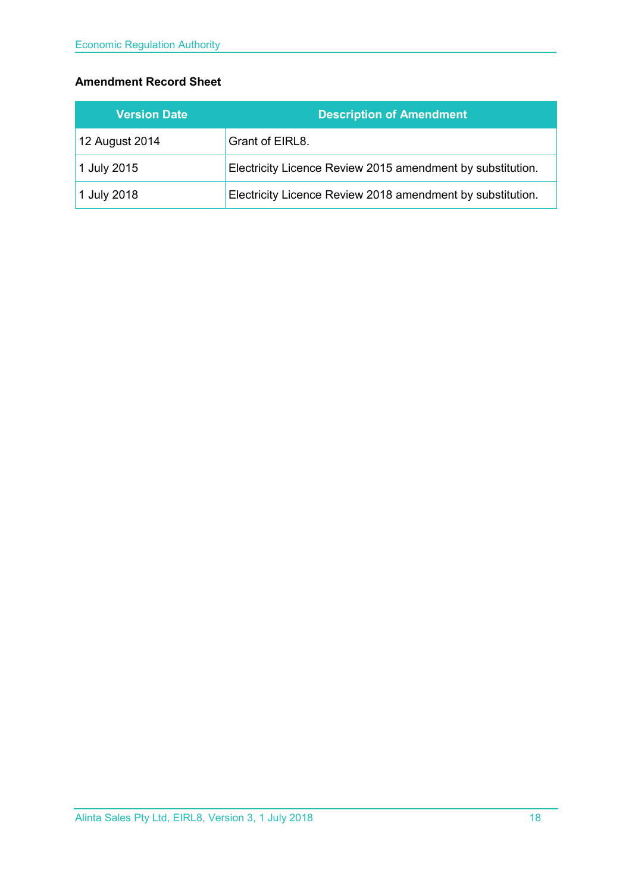**Amendment Record Sheet**

| Version Date | Description of Amendment |
| --- | --- |
| 12 August 2014 | Grant of EIRL8. |
| 1 July 2015 | Electricity Licence Review 2015 amendment by substitution. |
| 1 July 2018 | Electricity Licence Review 2018 amendment by substitution. |